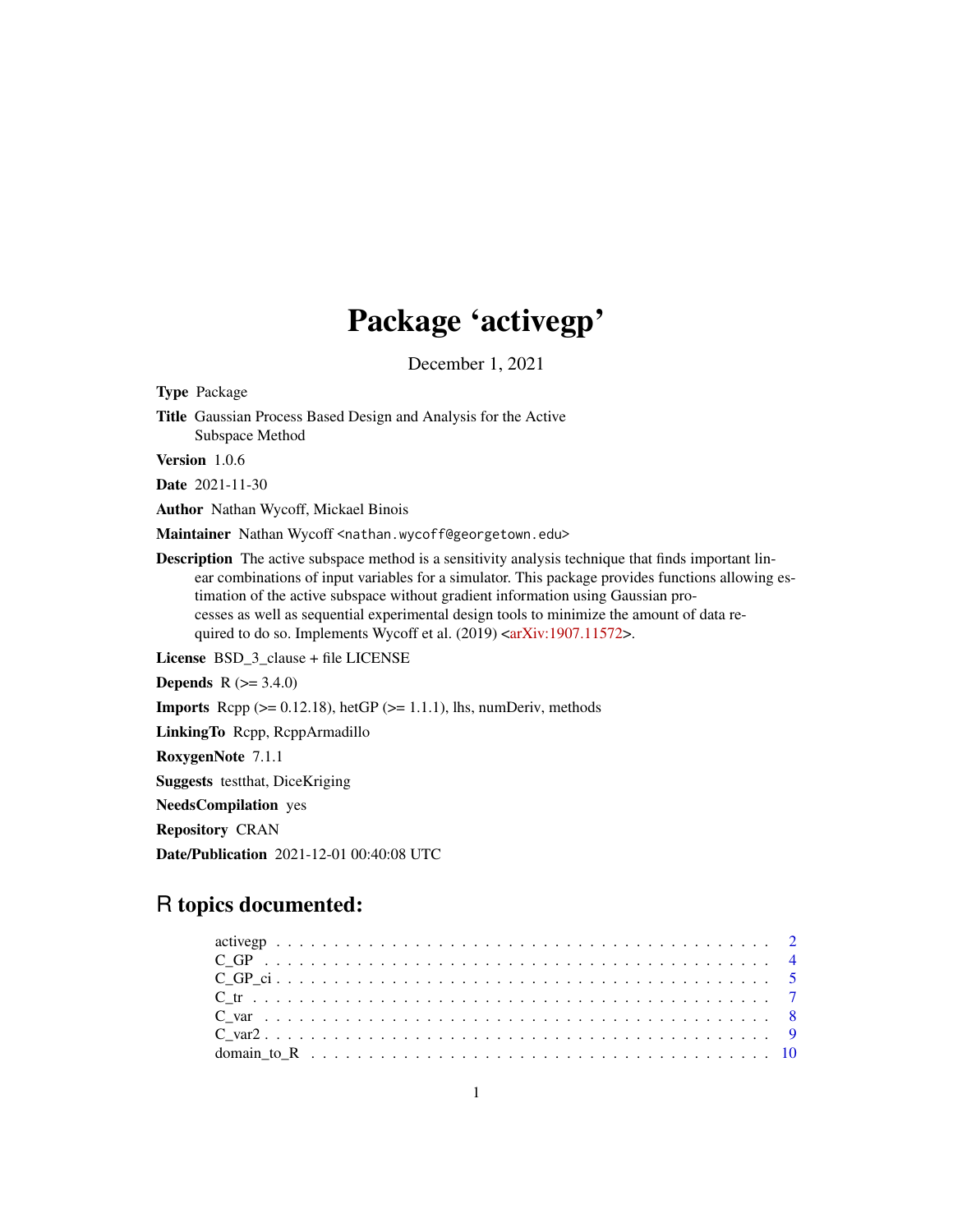# Package 'activegp'

December 1, 2021

**Type** Package

**Title** Gaussian Process Based Design and Analysis for the Active Subspace Method

**Version** 1.0.6

**Date** 2021-11-30

**Author** Nathan Wycoff, Mickael Binois

**Maintainer** Nathan Wycoff <nathan.wycoff@georgetown.edu>

**Description** The active subspace method is a sensitivity analysis technique that finds important linear combinations of input variables for a simulator. This package provides functions allowing estimation of the active subspace without gradient information using Gaussian processes as well as sequential experimental design tools to minimize the amount of data required to do so. Implements Wycoff et al. (2019) <arXiv:1907.11572>.

**License** BSD_3_clause + file LICENSE

**Depends** R (>= 3.4.0)

**Imports** Rcpp (>= 0.12.18), hetGP (>= 1.1.1), lhs, numDeriv, methods

**LinkingTo** Rcpp, RcppArmadillo

**RoxygenNote** 7.1.1

**Suggests** testthat, DiceKriging

**NeedsCompilation** yes

**Repository** CRAN

**Date/Publication** 2021-12-01 00:40:08 UTC

## R topics documented:

- activegp . . . . . . . . . . . . . . . . . . . . . . . . . . . . . . . . . . . . . . . . . . . 2
- C_GP . . . . . . . . . . . . . . . . . . . . . . . . . . . . . . . . . . . . . . . . . . . . 4
- C_GP_ci . . . . . . . . . . . . . . . . . . . . . . . . . . . . . . . . . . . . . . . . . . . 5
- C_tr . . . . . . . . . . . . . . . . . . . . . . . . . . . . . . . . . . . . . . . . . . . . . 7
- C_var . . . . . . . . . . . . . . . . . . . . . . . . . . . . . . . . . . . . . . . . . . . . 8
- C_var2 . . . . . . . . . . . . . . . . . . . . . . . . . . . . . . . . . . . . . . . . . . . 9
- domain_to_R . . . . . . . . . . . . . . . . . . . . . . . . . . . . . . . . . . . . . . . . 10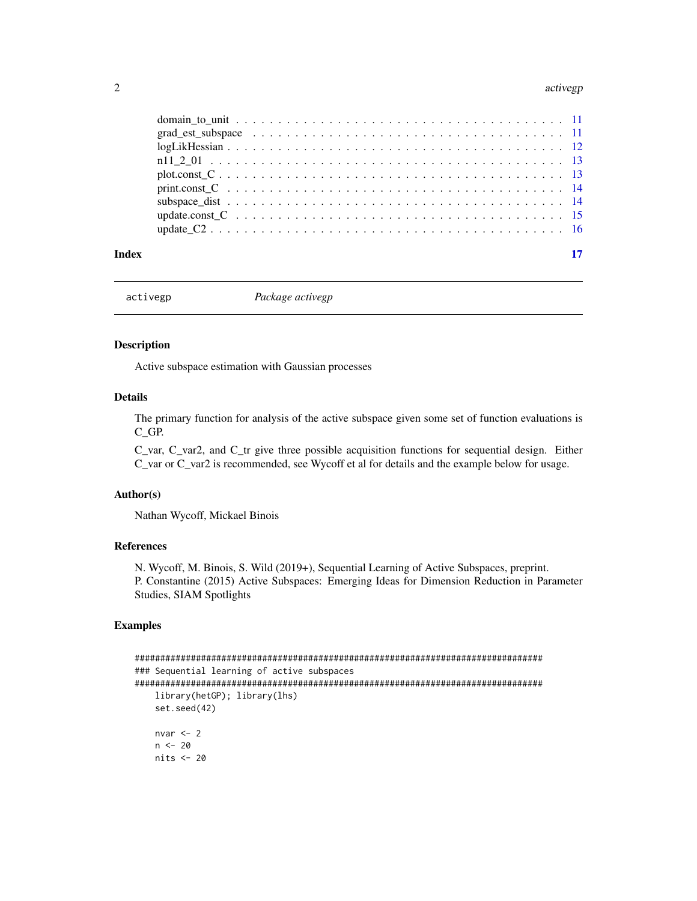domain_to_unit . . . . . . . . . . . . . . . . . . . . . . . . . . . . . . . . . . . . . . . 11
grad_est_subspace . . . . . . . . . . . . . . . . . . . . . . . . . . . . . . . . . . . . . 11
logLikHessian . . . . . . . . . . . . . . . . . . . . . . . . . . . . . . . . . . . . . . . 12
n11_2_01 . . . . . . . . . . . . . . . . . . . . . . . . . . . . . . . . . . . . . . . . . 13
plot.const_C . . . . . . . . . . . . . . . . . . . . . . . . . . . . . . . . . . . . . . . . 13
print.const_C . . . . . . . . . . . . . . . . . . . . . . . . . . . . . . . . . . . . . . . 14
subspace_dist . . . . . . . . . . . . . . . . . . . . . . . . . . . . . . . . . . . . . . . 14
update.const_C . . . . . . . . . . . . . . . . . . . . . . . . . . . . . . . . . . . . . . 15
update_C2 . . . . . . . . . . . . . . . . . . . . . . . . . . . . . . . . . . . . . . . . . 16

**Index** 17

---

`activegp` *Package activegp*

---

## Description

Active subspace estimation with Gaussian processes

## Details

The primary function for analysis of the active subspace given some set of function evaluations is C_GP.

C_var, C_var2, and C_tr give three possible acquisition functions for sequential design. Either C_var or C_var2 is recommended, see Wycoff et al for details and the example below for usage.

## Author(s)

Nathan Wycoff, Mickael Binois

## References

N. Wycoff, M. Binois, S. Wild (2019+), Sequential Learning of Active Subspaces, preprint.
P. Constantine (2015) Active Subspaces: Emerging Ideas for Dimension Reduction in Parameter Studies, SIAM Spotlights

## Examples

```
################################################################################
### Sequential learning of active subspaces
################################################################################
    library(hetGP); library(lhs)
    set.seed(42)

    nvar <- 2
    n <- 20
    nits <- 20
```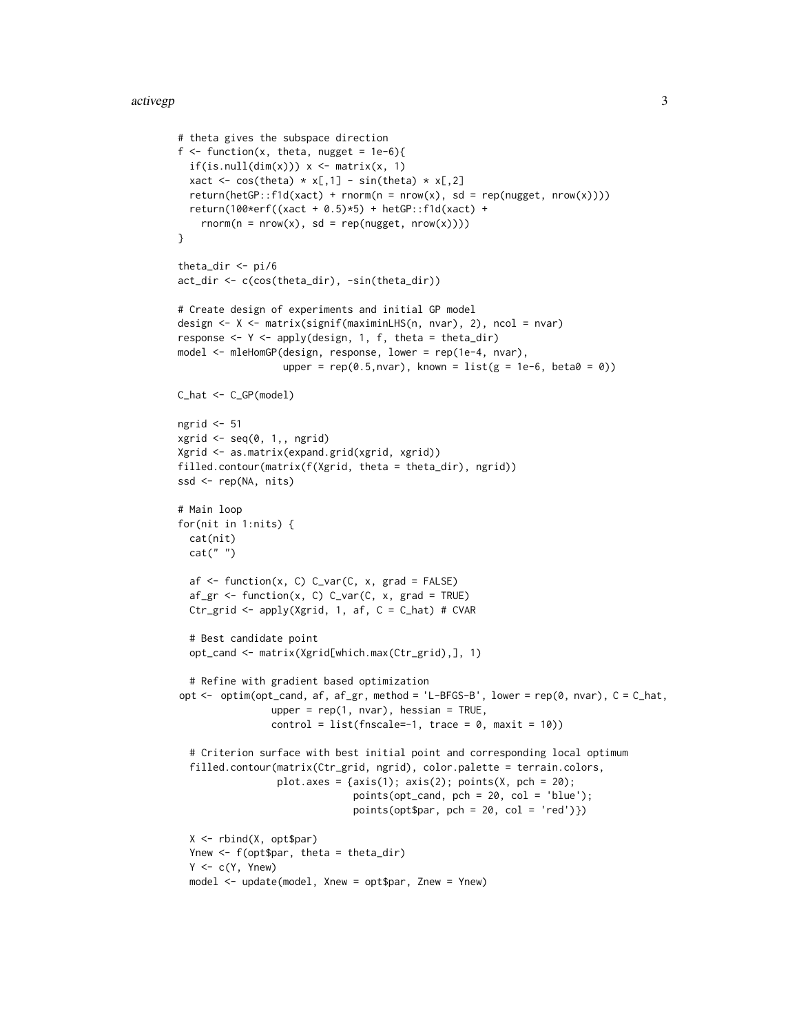```
# theta gives the subspace direction
f <- function(x, theta, nugget = 1e-6){
  if(is.null(dim(x))) x <- matrix(x, 1)
  xact <- cos(theta) * x[,1] - sin(theta) * x[,2]
  return(hetGP::f1d(xact) + rnorm(n = nrow(x), sd = rep(nugget, nrow(x))))
  return(100*erf((xact + 0.5)*5) + hetGP::f1d(xact) +
    rnorm(n = nrow(x), sd = rep(nugget, nrow(x))))
}

theta_dir <- pi/6
act_dir <- c(cos(theta_dir), -sin(theta_dir))

# Create design of experiments and initial GP model
design <- X <- matrix(signif(maximinLHS(n, nvar), 2), ncol = nvar)
response <- Y <- apply(design, 1, f, theta = theta_dir)
model <- mleHomGP(design, response, lower = rep(1e-4, nvar),
                  upper = rep(0.5,nvar), known = list(g = 1e-6, beta0 = 0))

C_hat <- C_GP(model)

ngrid <- 51
xgrid <- seq(0, 1,, ngrid)
Xgrid <- as.matrix(expand.grid(xgrid, xgrid))
filled.contour(matrix(f(Xgrid, theta = theta_dir), ngrid))
ssd <- rep(NA, nits)

# Main loop
for(nit in 1:nits) {
  cat(nit)
  cat(" ")

  af <- function(x, C) C_var(C, x, grad = FALSE)
  af_gr <- function(x, C) C_var(C, x, grad = TRUE)
  Ctr_grid <- apply(Xgrid, 1, af, C = C_hat) # CVAR

  # Best candidate point
  opt_cand <- matrix(Xgrid[which.max(Ctr_grid),], 1)

  # Refine with gradient based optimization
opt <-  optim(opt_cand, af, af_gr, method = 'L-BFGS-B', lower = rep(0, nvar), C = C_hat,
                upper = rep(1, nvar), hessian = TRUE,
                control = list(fnscale=-1, trace = 0, maxit = 10))

  # Criterion surface with best initial point and corresponding local optimum
  filled.contour(matrix(Ctr_grid, ngrid), color.palette = terrain.colors,
                 plot.axes = {axis(1); axis(2); points(X, pch = 20);
                              points(opt_cand, pch = 20, col = 'blue');
                              points(opt$par, pch = 20, col = 'red')})

  X <- rbind(X, opt$par)
  Ynew <- f(opt$par, theta = theta_dir)
  Y <- c(Y, Ynew)
  model <- update(model, Xnew = opt$par, Znew = Ynew)
```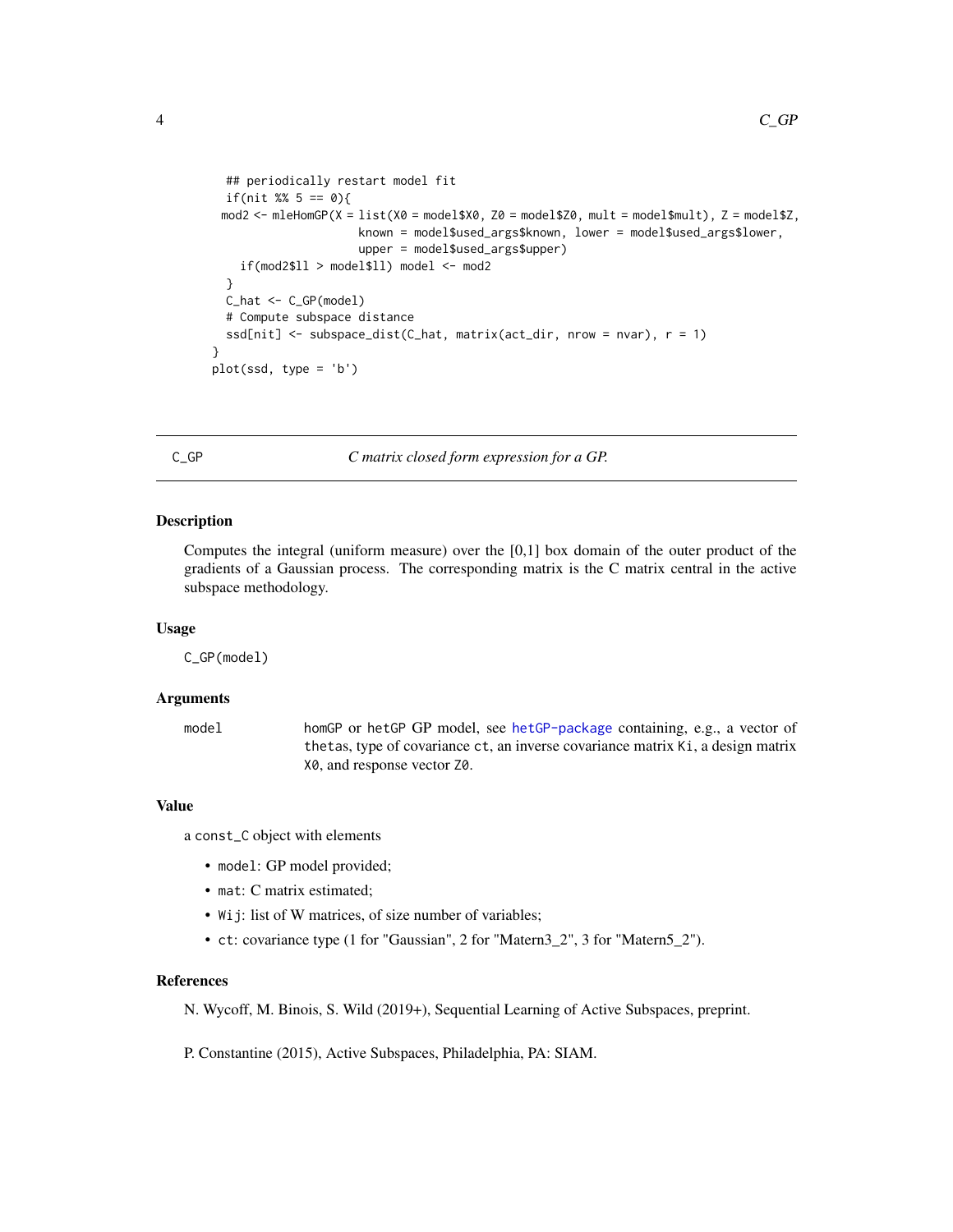```
  ## periodically restart model fit
  if(nit %% 5 == 0){
 mod2 <- mleHomGP(X = list(X0 = model$X0, Z0 = model$Z0, mult = model$mult), Z = model$Z,
                  known = model$used_args$known, lower = model$used_args$lower,
                  upper = model$used_args$upper)
    if(mod2$ll > model$ll) model <- mod2
  }
  C_hat <- C_GP(model)
  # Compute subspace distance
  ssd[nit] <- subspace_dist(C_hat, matrix(act_dir, nrow = nvar), r = 1)
}
plot(ssd, type = 'b')
```

---

C_GP *C matrix closed form expression for a GP.*

---

### Description

Computes the integral (uniform measure) over the [0,1] box domain of the outer product of the gradients of a Gaussian process. The corresponding matrix is the C matrix central in the active subspace methodology.

### Usage

```
C_GP(model)
```

### Arguments

| | |
|---|---|
| model | homGP or hetGP GP model, see hetGP-package containing, e.g., a vector of thetas, type of covariance ct, an inverse covariance matrix Ki, a design matrix X0, and response vector Z0. |

### Value

a const_C object with elements

- model: GP model provided;
- mat: C matrix estimated;
- Wij: list of W matrices, of size number of variables;
- ct: covariance type (1 for "Gaussian", 2 for "Matern3_2", 3 for "Matern5_2").

### References

N. Wycoff, M. Binois, S. Wild (2019+), Sequential Learning of Active Subspaces, preprint.

P. Constantine (2015), Active Subspaces, Philadelphia, PA: SIAM.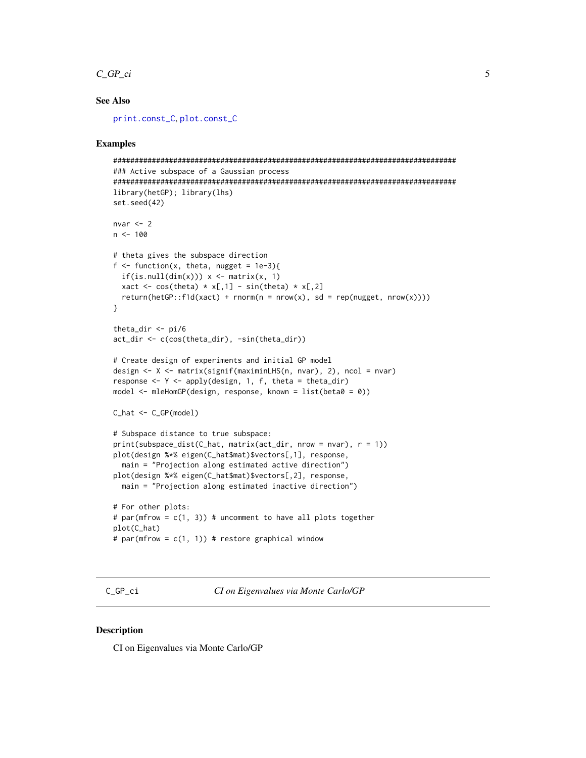## See Also

print.const_C, plot.const_C

## Examples

```
################################################################################
### Active subspace of a Gaussian process
################################################################################
library(hetGP); library(lhs)
set.seed(42)

nvar <- 2
n <- 100

# theta gives the subspace direction
f <- function(x, theta, nugget = 1e-3){
  if(is.null(dim(x))) x <- matrix(x, 1)
  xact <- cos(theta) * x[,1] - sin(theta) * x[,2]
  return(hetGP::f1d(xact) + rnorm(n = nrow(x), sd = rep(nugget, nrow(x))))
}

theta_dir <- pi/6
act_dir <- c(cos(theta_dir), -sin(theta_dir))

# Create design of experiments and initial GP model
design <- X <- matrix(signif(maximinLHS(n, nvar), 2), ncol = nvar)
response <- Y <- apply(design, 1, f, theta = theta_dir)
model <- mleHomGP(design, response, known = list(beta0 = 0))

C_hat <- C_GP(model)

# Subspace distance to true subspace:
print(subspace_dist(C_hat, matrix(act_dir, nrow = nvar), r = 1))
plot(design %*% eigen(C_hat$mat)$vectors[,1], response,
  main = "Projection along estimated active direction")
plot(design %*% eigen(C_hat$mat)$vectors[,2], response,
  main = "Projection along estimated inactive direction")

# For other plots:
# par(mfrow = c(1, 3)) # uncomment to have all plots together
plot(C_hat)
# par(mfrow = c(1, 1)) # restore graphical window
```

---

C_GP_ci *CI on Eigenvalues via Monte Carlo/GP*

---

## Description

CI on Eigenvalues via Monte Carlo/GP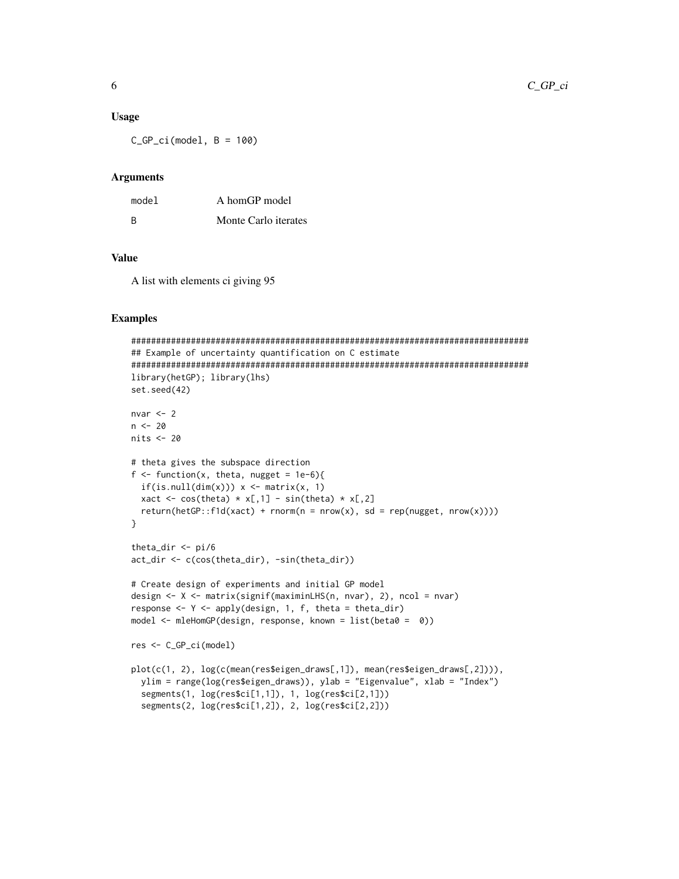### Usage

```
C_GP_ci(model, B = 100)
```

### Arguments

| | |
|---|---|
| model | A homGP model |
| B | Monte Carlo iterates |

### Value

A list with elements ci giving 95

### Examples

```
################################################################################
## Example of uncertainty quantification on C estimate
################################################################################
library(hetGP); library(lhs)
set.seed(42)

nvar <- 2
n <- 20
nits <- 20

# theta gives the subspace direction
f <- function(x, theta, nugget = 1e-6){
  if(is.null(dim(x))) x <- matrix(x, 1)
  xact <- cos(theta) * x[,1] - sin(theta) * x[,2]
  return(hetGP::f1d(xact) + rnorm(n = nrow(x), sd = rep(nugget, nrow(x))))
}

theta_dir <- pi/6
act_dir <- c(cos(theta_dir), -sin(theta_dir))

# Create design of experiments and initial GP model
design <- X <- matrix(signif(maximinLHS(n, nvar), 2), ncol = nvar)
response <- Y <- apply(design, 1, f, theta = theta_dir)
model <- mleHomGP(design, response, known = list(beta0 =  0))

res <- C_GP_ci(model)

plot(c(1, 2), log(c(mean(res$eigen_draws[,1]), mean(res$eigen_draws[,2]))),
  ylim = range(log(res$eigen_draws)), ylab = "Eigenvalue", xlab = "Index")
  segments(1, log(res$ci[1,1]), 1, log(res$ci[2,1]))
  segments(2, log(res$ci[1,2]), 2, log(res$ci[2,2]))
```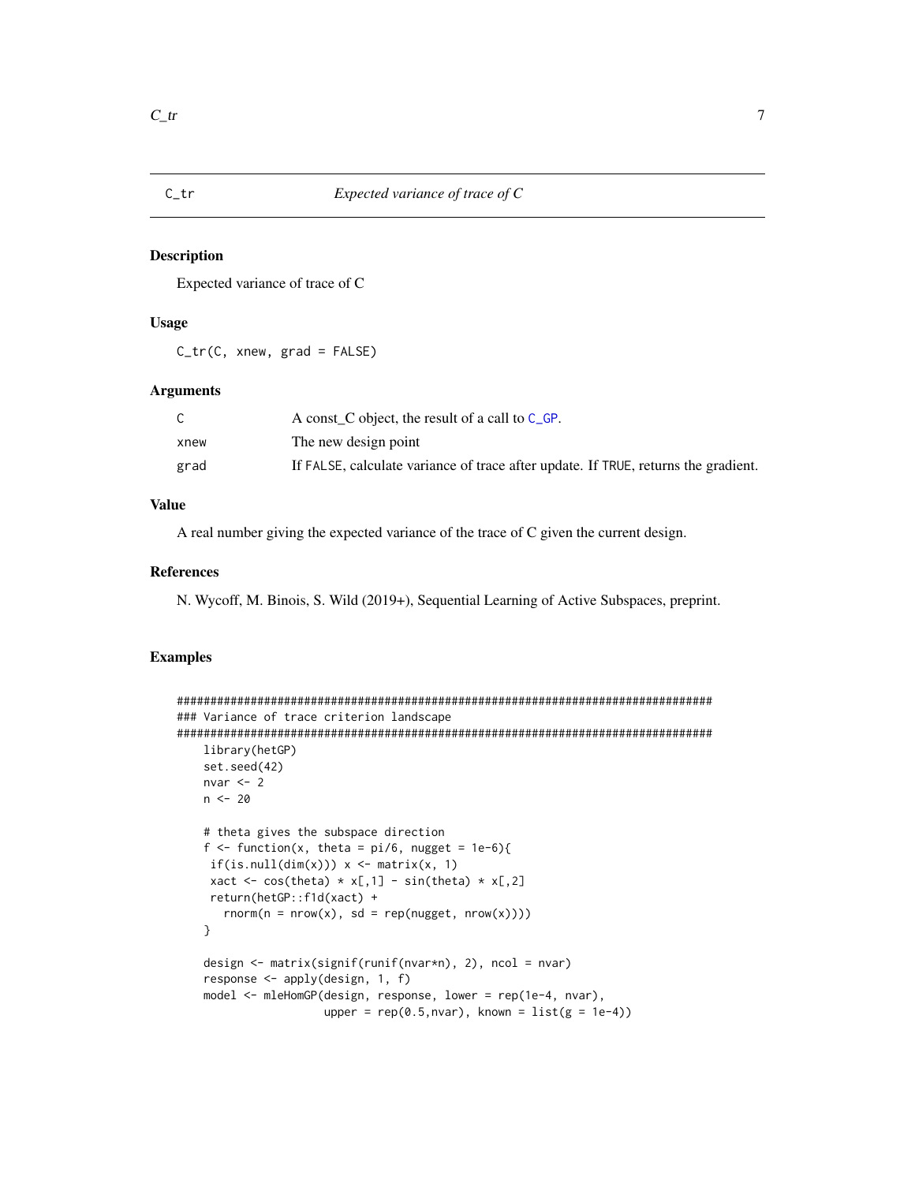C_tr *Expected variance of trace of C*

## Description

Expected variance of trace of C

## Usage

```
C_tr(C, xnew, grad = FALSE)
```

## Arguments

| | |
|---|---|
| C | A const_C object, the result of a call to C_GP. |
| xnew | The new design point |
| grad | If FALSE, calculate variance of trace after update. If TRUE, returns the gradient. |

## Value

A real number giving the expected variance of the trace of C given the current design.

## References

N. Wycoff, M. Binois, S. Wild (2019+), Sequential Learning of Active Subspaces, preprint.

## Examples

```
################################################################################
### Variance of trace criterion landscape
################################################################################
    library(hetGP)
    set.seed(42)
    nvar <- 2
    n <- 20

    # theta gives the subspace direction
    f <- function(x, theta = pi/6, nugget = 1e-6){
     if(is.null(dim(x))) x <- matrix(x, 1)
     xact <- cos(theta) * x[,1] - sin(theta) * x[,2]
     return(hetGP::f1d(xact) +
       rnorm(n = nrow(x), sd = rep(nugget, nrow(x))))
    }

    design <- matrix(signif(runif(nvar*n), 2), ncol = nvar)
    response <- apply(design, 1, f)
    model <- mleHomGP(design, response, lower = rep(1e-4, nvar),
                      upper = rep(0.5,nvar), known = list(g = 1e-4))
```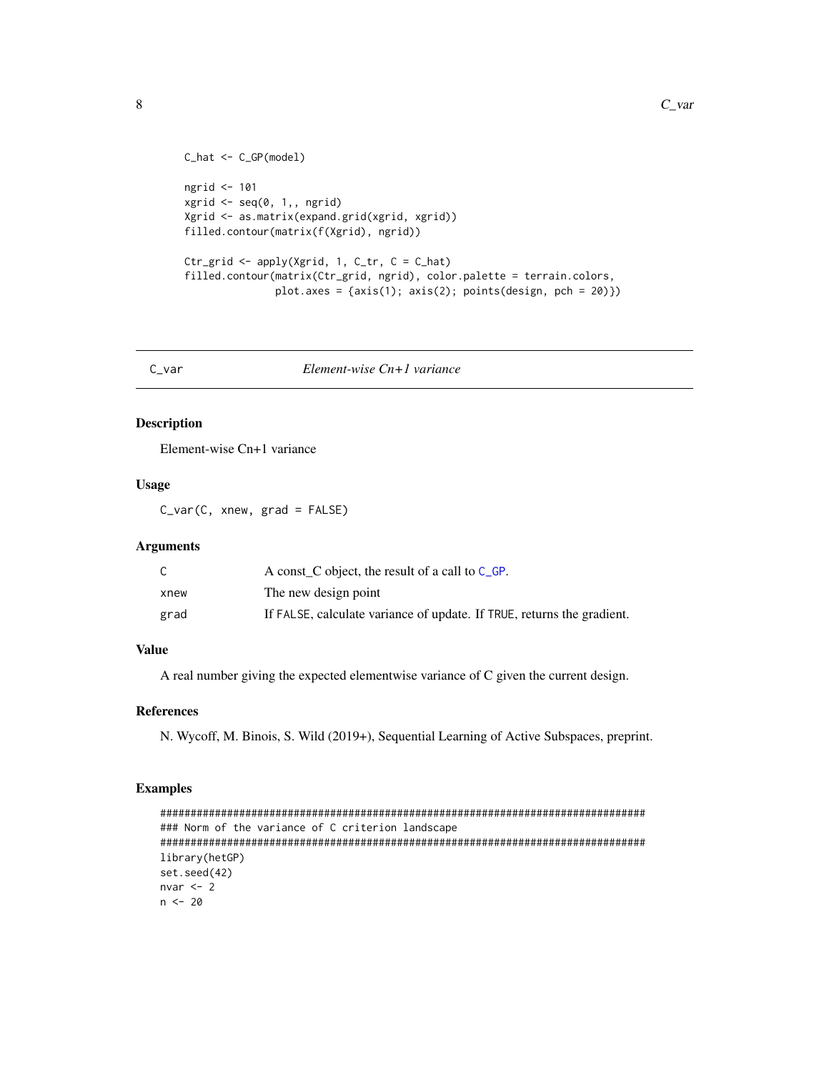```
C_hat <- C_GP(model)

ngrid <- 101
xgrid <- seq(0, 1,, ngrid)
Xgrid <- as.matrix(expand.grid(xgrid, xgrid))
filled.contour(matrix(f(Xgrid), ngrid))

Ctr_grid <- apply(Xgrid, 1, C_tr, C = C_hat)
filled.contour(matrix(Ctr_grid, ngrid), color.palette = terrain.colors,
               plot.axes = {axis(1); axis(2); points(design, pch = 20)})
```

## C_var — *Element-wise Cn+1 variance*

### Description

Element-wise Cn+1 variance

### Usage

```
C_var(C, xnew, grad = FALSE)
```

### Arguments

| | |
|---|---|
| C | A const_C object, the result of a call to C_GP. |
| xnew | The new design point |
| grad | If FALSE, calculate variance of update. If TRUE, returns the gradient. |

### Value

A real number giving the expected elementwise variance of C given the current design.

### References

N. Wycoff, M. Binois, S. Wild (2019+), Sequential Learning of Active Subspaces, preprint.

### Examples

```
################################################################################
### Norm of the variance of C criterion landscape
################################################################################
library(hetGP)
set.seed(42)
nvar <- 2
n <- 20
```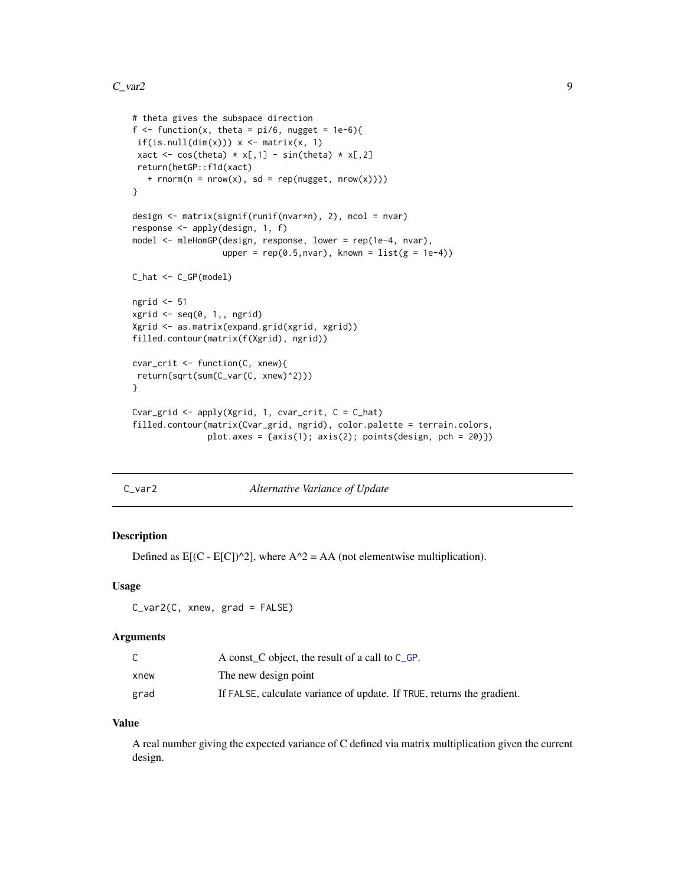```
# theta gives the subspace direction
f <- function(x, theta = pi/6, nugget = 1e-6){
 if(is.null(dim(x))) x <- matrix(x, 1)
 xact <- cos(theta) * x[,1] - sin(theta) * x[,2]
 return(hetGP::f1d(xact)
   + rnorm(n = nrow(x), sd = rep(nugget, nrow(x))))
}

design <- matrix(signif(runif(nvar*n), 2), ncol = nvar)
response <- apply(design, 1, f)
model <- mleHomGP(design, response, lower = rep(1e-4, nvar),
                  upper = rep(0.5,nvar), known = list(g = 1e-4))

C_hat <- C_GP(model)

ngrid <- 51
xgrid <- seq(0, 1,, ngrid)
Xgrid <- as.matrix(expand.grid(xgrid, xgrid))
filled.contour(matrix(f(Xgrid), ngrid))

cvar_crit <- function(C, xnew){
 return(sqrt(sum(C_var(C, xnew)^2)))
}

Cvar_grid <- apply(Xgrid, 1, cvar_crit, C = C_hat)
filled.contour(matrix(Cvar_grid, ngrid), color.palette = terrain.colors,
               plot.axes = {axis(1); axis(2); points(design, pch = 20)})
```

---

## C_var2 — *Alternative Variance of Update*

### Description

Defined as E[(C - E[C])^2], where A^2 = AA (not elementwise multiplication).

### Usage

```
C_var2(C, xnew, grad = FALSE)
```

### Arguments

| | |
|---|---|
| `C` | A const_C object, the result of a call to `C_GP`. |
| `xnew` | The new design point |
| `grad` | If `FALSE`, calculate variance of update. If `TRUE`, returns the gradient. |

### Value

A real number giving the expected variance of C defined via matrix multiplication given the current design.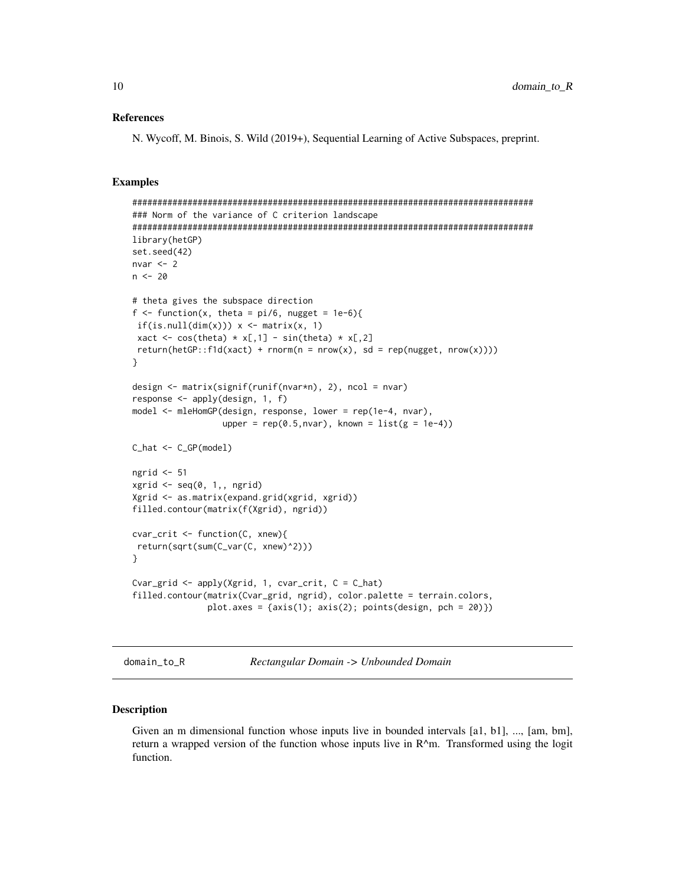### References

N. Wycoff, M. Binois, S. Wild (2019+), Sequential Learning of Active Subspaces, preprint.

### Examples

```
################################################################################
### Norm of the variance of C criterion landscape
################################################################################
library(hetGP)
set.seed(42)
nvar <- 2
n <- 20

# theta gives the subspace direction
f <- function(x, theta = pi/6, nugget = 1e-6){
 if(is.null(dim(x))) x <- matrix(x, 1)
 xact <- cos(theta) * x[,1] - sin(theta) * x[,2]
 return(hetGP::f1d(xact) + rnorm(n = nrow(x), sd = rep(nugget, nrow(x))))
}

design <- matrix(signif(runif(nvar*n), 2), ncol = nvar)
response <- apply(design, 1, f)
model <- mleHomGP(design, response, lower = rep(1e-4, nvar),
                  upper = rep(0.5,nvar), known = list(g = 1e-4))

C_hat <- C_GP(model)

ngrid <- 51
xgrid <- seq(0, 1,, ngrid)
Xgrid <- as.matrix(expand.grid(xgrid, xgrid))
filled.contour(matrix(f(Xgrid), ngrid))

cvar_crit <- function(C, xnew){
 return(sqrt(sum(C_var(C, xnew)^2)))
}

Cvar_grid <- apply(Xgrid, 1, cvar_crit, C = C_hat)
filled.contour(matrix(Cvar_grid, ngrid), color.palette = terrain.colors,
               plot.axes = {axis(1); axis(2); points(design, pch = 20)})
```

---

## domain_to_R &nbsp;&nbsp;&nbsp; *Rectangular Domain -> Unbounded Domain*

---

### Description

Given an m dimensional function whose inputs live in bounded intervals [a1, b1], ..., [am, bm], return a wrapped version of the function whose inputs live in R^m. Transformed using the logit function.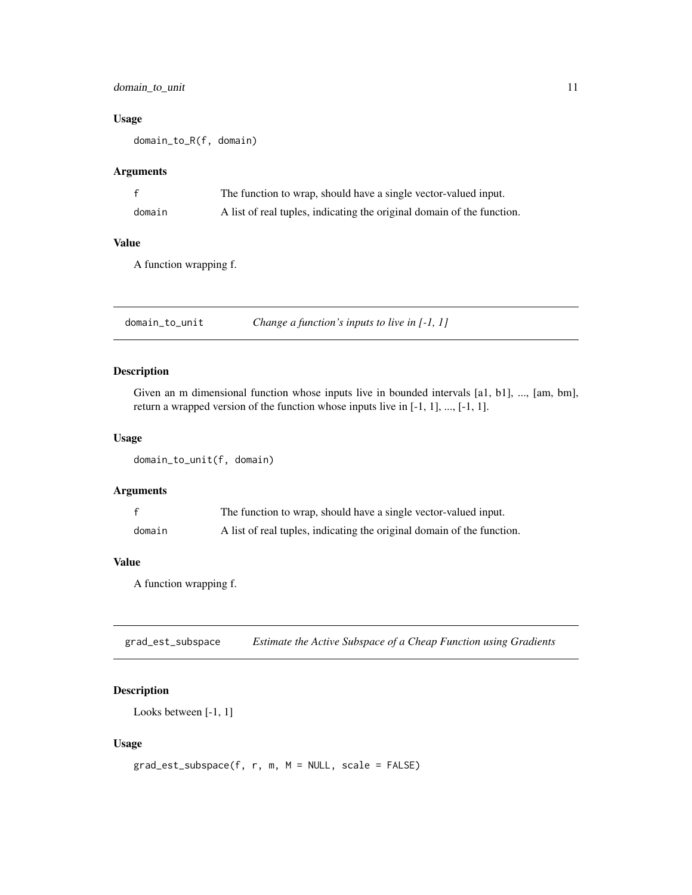## Usage

```
domain_to_R(f, domain)
```

## Arguments

| | |
|---|---|
| f | The function to wrap, should have a single vector-valued input. |
| domain | A list of real tuples, indicating the original domain of the function. |

## Value

A function wrapping f.

---

# domain_to_unit — *Change a function's inputs to live in [-1, 1]*

## Description

Given an m dimensional function whose inputs live in bounded intervals [a1, b1], ..., [am, bm], return a wrapped version of the function whose inputs live in [-1, 1], ..., [-1, 1].

## Usage

```
domain_to_unit(f, domain)
```

## Arguments

| | |
|---|---|
| f | The function to wrap, should have a single vector-valued input. |
| domain | A list of real tuples, indicating the original domain of the function. |

## Value

A function wrapping f.

---

# grad_est_subspace — *Estimate the Active Subspace of a Cheap Function using Gradients*

## Description

Looks between [-1, 1]

## Usage

```
grad_est_subspace(f, r, m, M = NULL, scale = FALSE)
```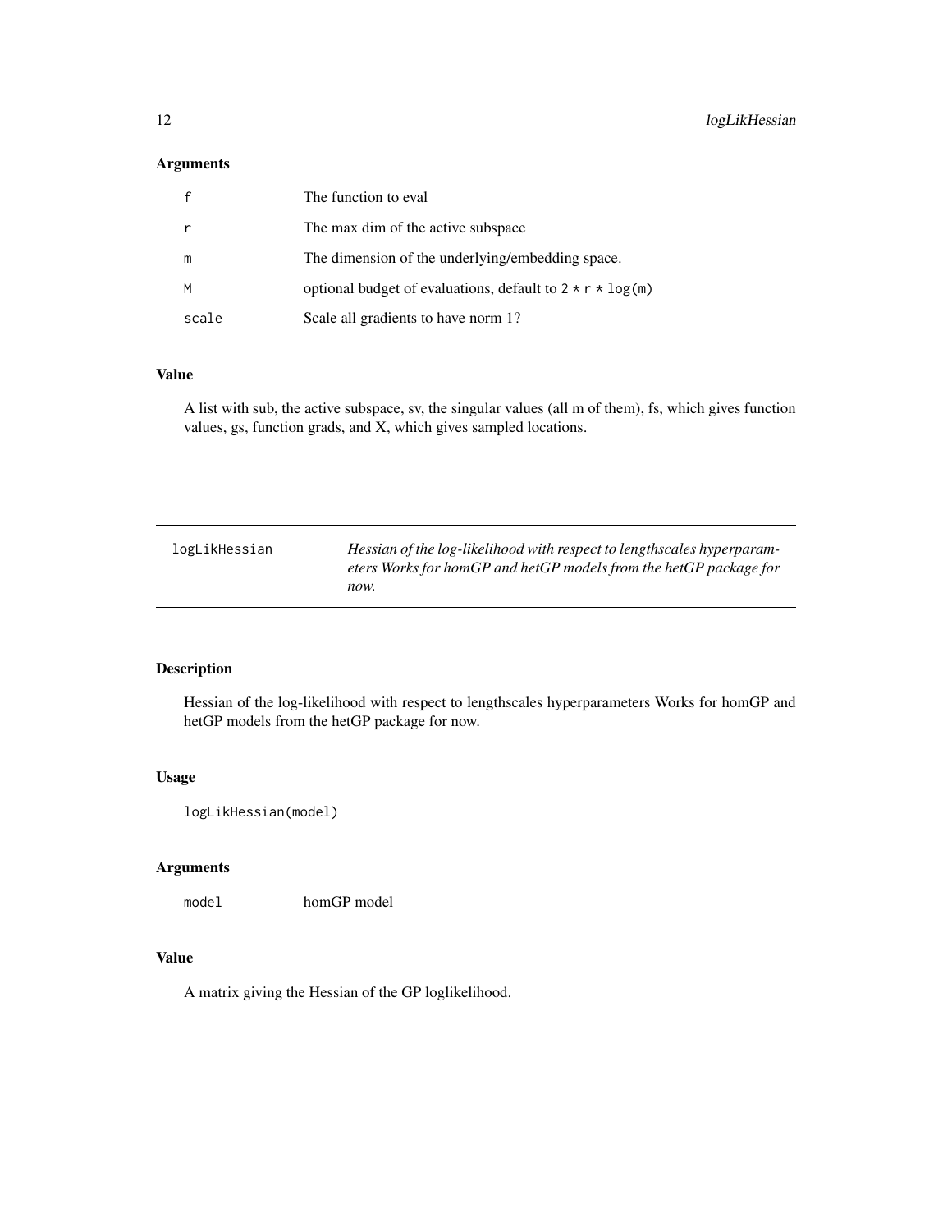## Arguments

| | |
|---|---|
| f | The function to eval |
| r | The max dim of the active subspace |
| m | The dimension of the underlying/embedding space. |
| M | optional budget of evaluations, default to `2 * r * log(m)` |
| scale | Scale all gradients to have norm 1? |

## Value

A list with sub, the active subspace, sv, the singular values (all m of them), fs, which gives function values, gs, function grads, and X, which gives sampled locations.

---

# logLikHessian — *Hessian of the log-likelihood with respect to lengthscales hyperparameters Works for homGP and hetGP models from the hetGP package for now.*

---

## Description

Hessian of the log-likelihood with respect to lengthscales hyperparameters Works for homGP and hetGP models from the hetGP package for now.

## Usage

```
logLikHessian(model)
```

## Arguments

| | |
|---|---|
| model | homGP model |

## Value

A matrix giving the Hessian of the GP loglikelihood.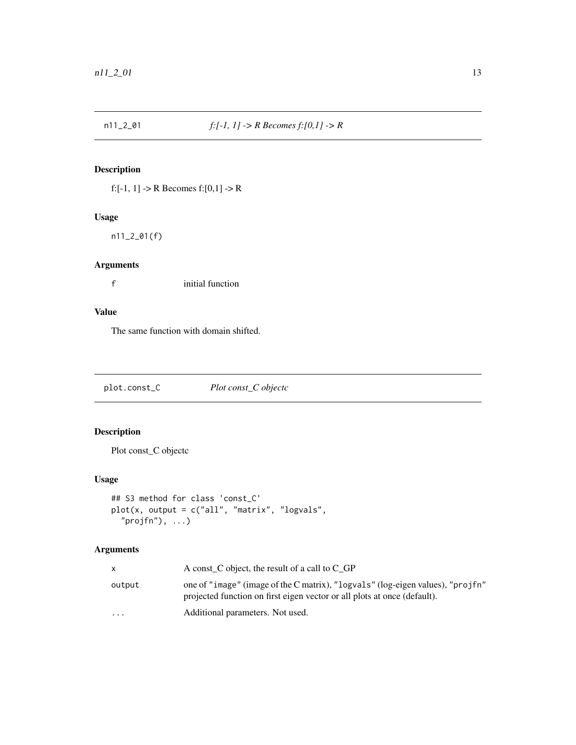## n11_2_01 *f:[-1, 1] -> R Becomes f:[0,1] -> R*

### Description

f:[-1, 1] -> R Becomes f:[0,1] -> R

### Usage

```
n11_2_01(f)
```

### Arguments

| | |
|---|---|
| f | initial function |

### Value

The same function with domain shifted.

## plot.const_C *Plot const_C objectc*

### Description

Plot const_C objectc

### Usage

```
## S3 method for class 'const_C'
plot(x, output = c("all", "matrix", "logvals",
  "projfn"), ...)
```

### Arguments

| | |
|---|---|
| x | A const_C object, the result of a call to C_GP |
| output | one of "image" (image of the C matrix), "logvals" (log-eigen values), "projfn" projected function on first eigen vector or all plots at once (default). |
| ... | Additional parameters. Not used. |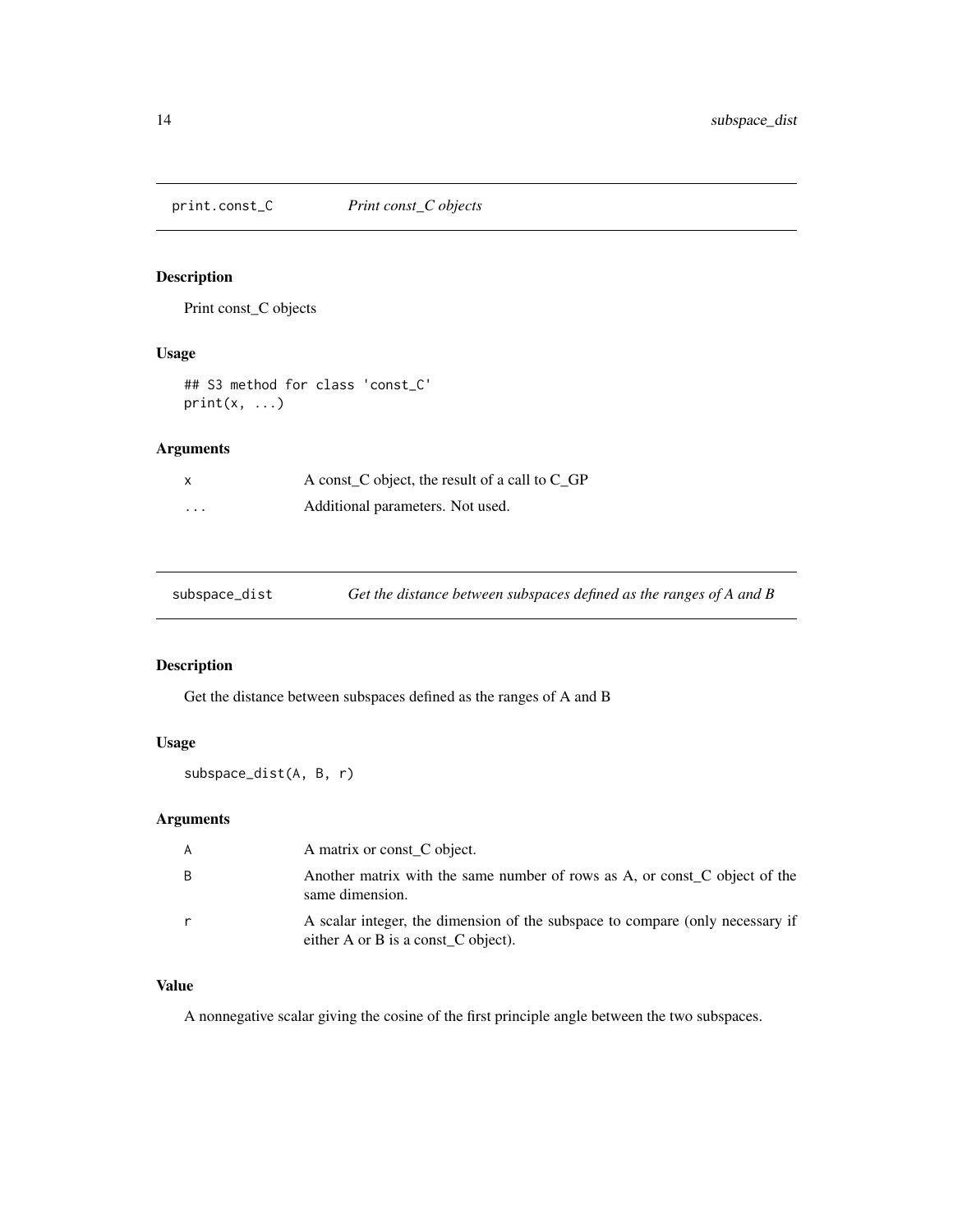## print.const_C — *Print const_C objects*

### Description

Print const_C objects

### Usage

```
## S3 method for class 'const_C'
print(x, ...)
```

### Arguments

| | |
|---|---|
| x | A const_C object, the result of a call to C_GP |
| ... | Additional parameters. Not used. |

## subspace_dist — *Get the distance between subspaces defined as the ranges of A and B*

### Description

Get the distance between subspaces defined as the ranges of A and B

### Usage

```
subspace_dist(A, B, r)
```

### Arguments

| | |
|---|---|
| A | A matrix or const_C object. |
| B | Another matrix with the same number of rows as A, or const_C object of the same dimension. |
| r | A scalar integer, the dimension of the subspace to compare (only necessary if either A or B is a const_C object). |

### Value

A nonnegative scalar giving the cosine of the first principle angle between the two subspaces.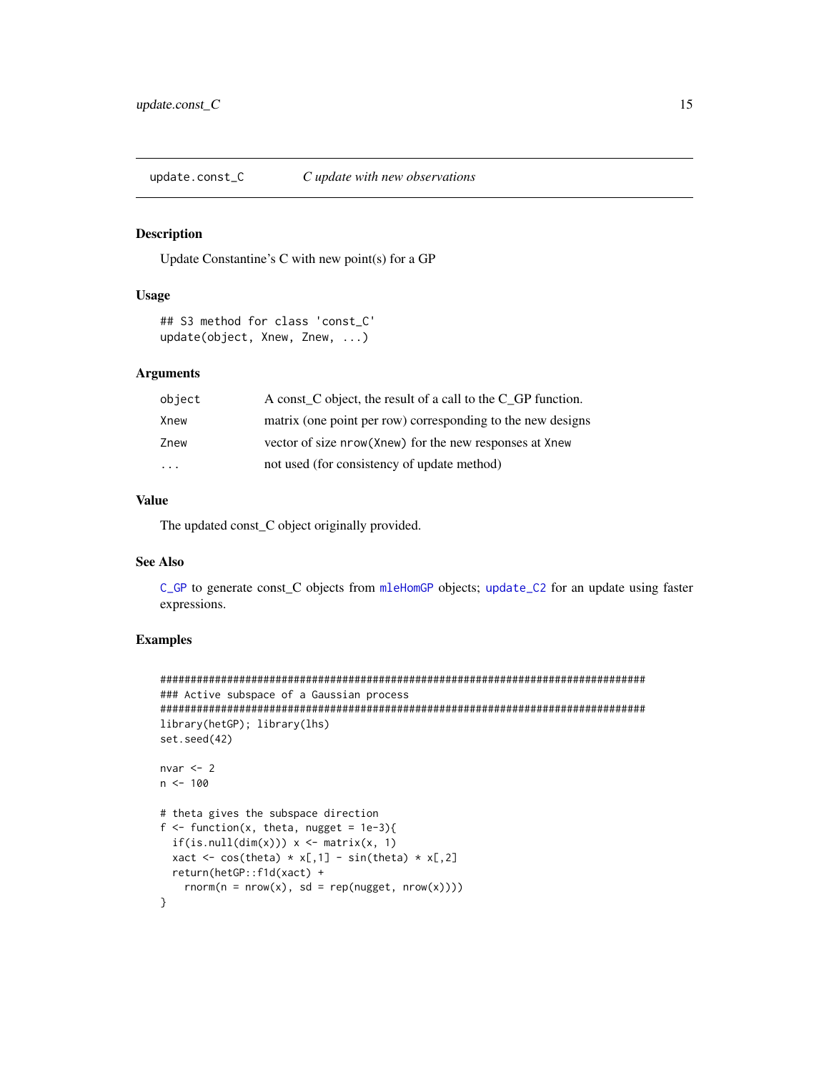update.const_C *C update with new observations*

## Description

Update Constantine's C with new point(s) for a GP

## Usage

```
## S3 method for class 'const_C'
update(object, Xnew, Znew, ...)
```

## Arguments

| | |
|---|---|
| object | A const_C object, the result of a call to the C_GP function. |
| Xnew | matrix (one point per row) corresponding to the new designs |
| Znew | vector of size nrow(Xnew) for the new responses at Xnew |
| ... | not used (for consistency of update method) |

## Value

The updated const_C object originally provided.

## See Also

C_GP to generate const_C objects from mleHomGP objects; update_C2 for an update using faster expressions.

## Examples

```
################################################################################
### Active subspace of a Gaussian process
################################################################################
library(hetGP); library(lhs)
set.seed(42)

nvar <- 2
n <- 100

# theta gives the subspace direction
f <- function(x, theta, nugget = 1e-3){
  if(is.null(dim(x))) x <- matrix(x, 1)
  xact <- cos(theta) * x[,1] - sin(theta) * x[,2]
  return(hetGP::f1d(xact) +
    rnorm(n = nrow(x), sd = rep(nugget, nrow(x))))
}
```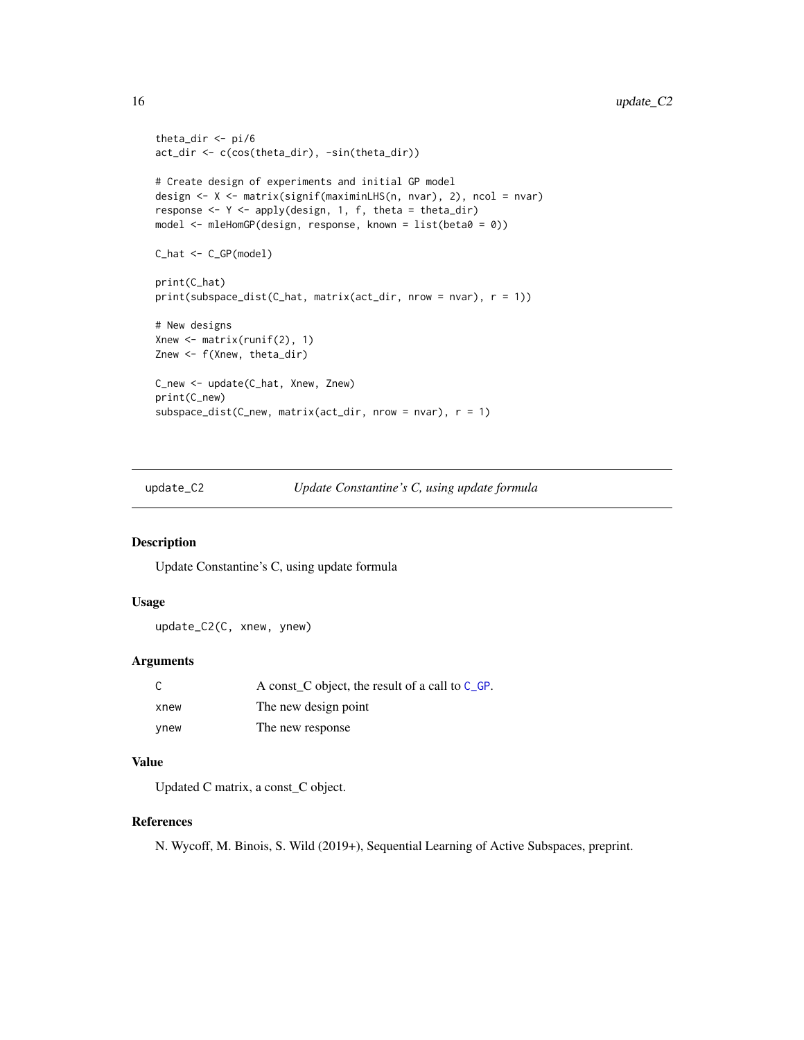```
theta_dir <- pi/6
act_dir <- c(cos(theta_dir), -sin(theta_dir))

# Create design of experiments and initial GP model
design <- X <- matrix(signif(maximinLHS(n, nvar), 2), ncol = nvar)
response <- Y <- apply(design, 1, f, theta = theta_dir)
model <- mleHomGP(design, response, known = list(beta0 = 0))

C_hat <- C_GP(model)

print(C_hat)
print(subspace_dist(C_hat, matrix(act_dir, nrow = nvar), r = 1))

# New designs
Xnew <- matrix(runif(2), 1)
Znew <- f(Xnew, theta_dir)

C_new <- update(C_hat, Xnew, Znew)
print(C_new)
subspace_dist(C_new, matrix(act_dir, nrow = nvar), r = 1)
```

## update_C2 — *Update Constantine's C, using update formula*

### Description

Update Constantine's C, using update formula

### Usage

```
update_C2(C, xnew, ynew)
```

### Arguments

| | |
|---|---|
| C | A const_C object, the result of a call to C_GP. |
| xnew | The new design point |
| ynew | The new response |

### Value

Updated C matrix, a const_C object.

### References

N. Wycoff, M. Binois, S. Wild (2019+), Sequential Learning of Active Subspaces, preprint.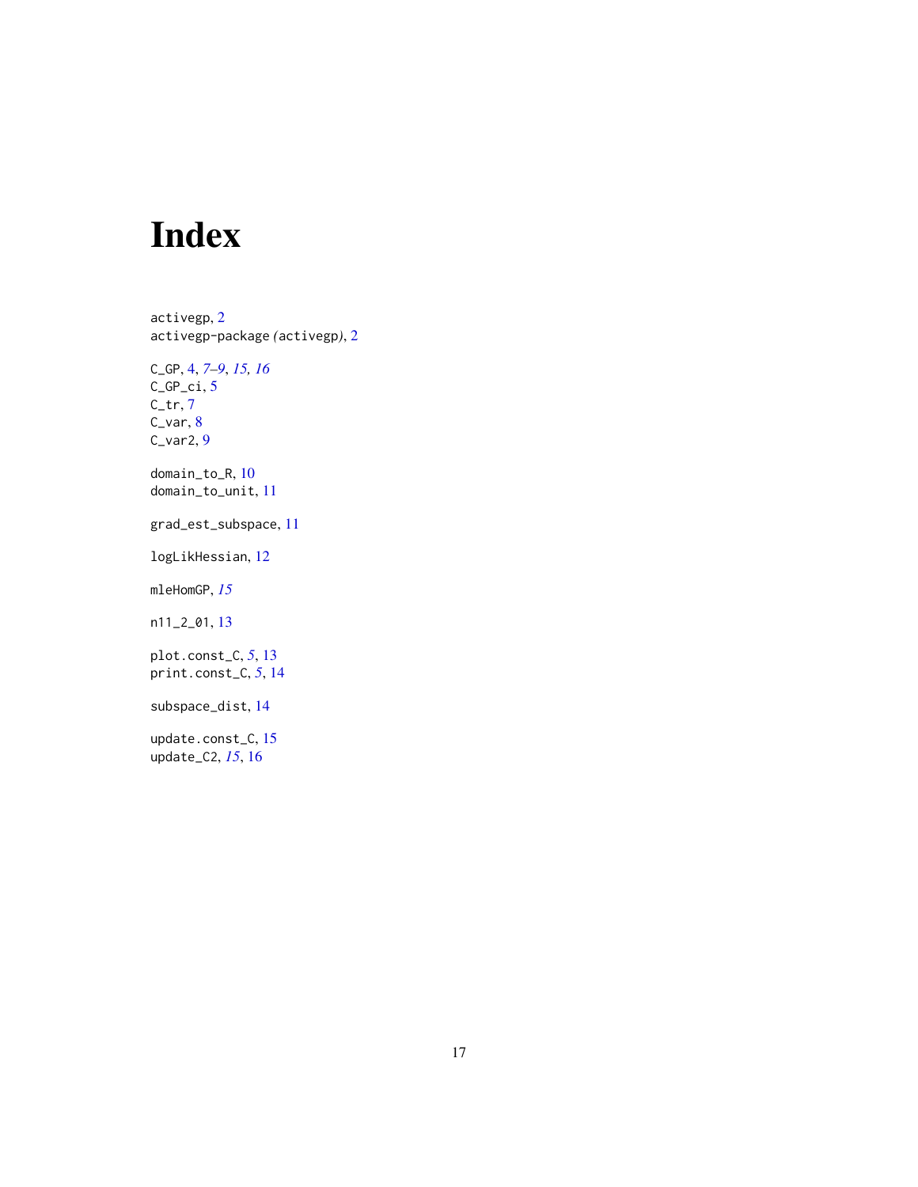# Index

activegp, 2
activegp-package (activegp), 2

C_GP, 4, *7–9*, *15*, *16*
C_GP_ci, 5
C_tr, 7
C_var, 8
C_var2, 9

domain_to_R, 10
domain_to_unit, 11

grad_est_subspace, 11

logLikHessian, 12

mleHomGP, *15*

n11_2_01, 13

plot.const_C, *5*, 13
print.const_C, *5*, 14

subspace_dist, 14

update.const_C, 15
update_C2, *15*, 16